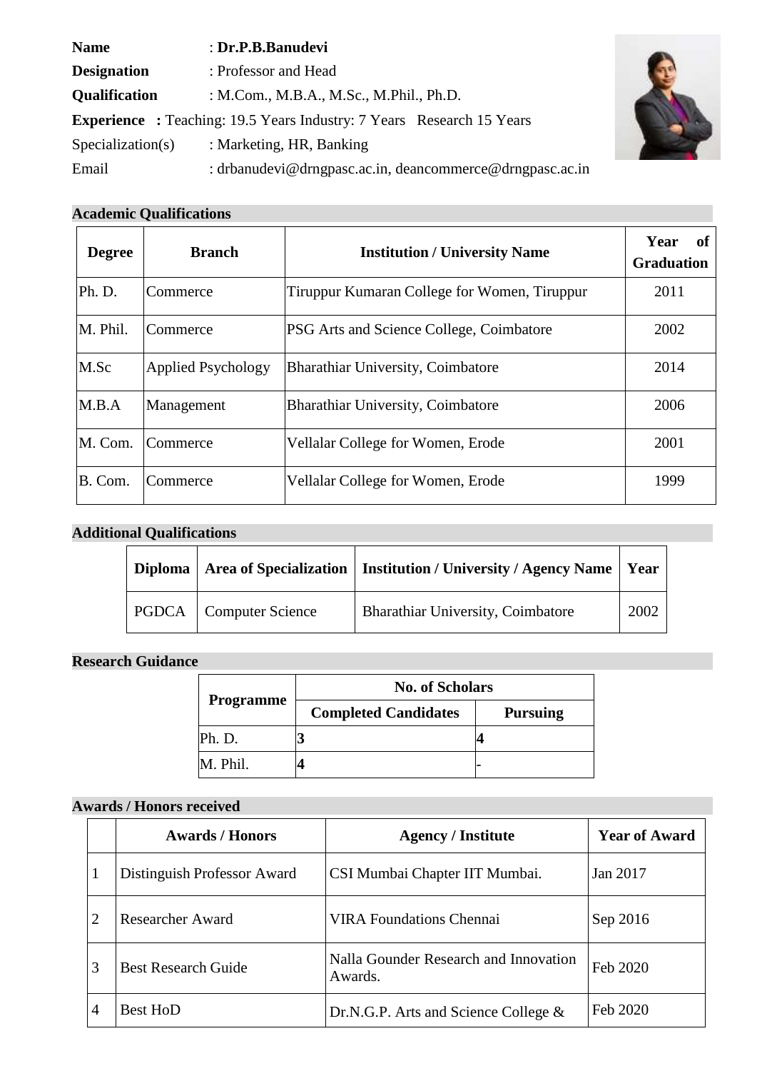**Name** : **Dr.P.B.Banudevi**

**Designation** : Professor and Head

**Qualification** : M.Com., M.B.A., M.Sc., M.Phil., Ph.D.

**Experience** : Teaching: 19.5 Years Industry: 7 Years Research 15 Years

Specialization(s) : Marketing, HR, Banking

Email : drbanudevi@drngpasc.ac.in, deancommerce@drngpasc.ac.in

## Academic Qualifications

| Degree | Branch | Institution / University Name | Year of Graduation |
|---|---|---|---|
| Ph. D. | Commerce | Tiruppur Kumaran College for Women, Tiruppur | 2011 |
| M. Phil. | Commerce | PSG Arts and Science College, Coimbatore | 2002 |
| M.Sc | Applied Psychology | Bharathiar University, Coimbatore | 2014 |
| M.B.A | Management | Bharathiar University, Coimbatore | 2006 |
| M. Com. | Commerce | Vellalar College for Women, Erode | 2001 |
| B. Com. | Commerce | Vellalar College for Women, Erode | 1999 |

## Additional Qualifications

| Diploma | Area of Specialization | Institution / University / Agency Name | Year |
|---|---|---|---|
| PGDCA | Computer Science | Bharathiar University, Coimbatore | 2002 |

## Research Guidance

| Programme | No. of Scholars | |
|---|---|---|
| | Completed Candidates | Pursuing |
| Ph. D. | **3** | **4** |
| M. Phil. | **4** | - |

## Awards / Honors received

| | Awards / Honors | Agency / Institute | Year of Award |
|---|---|---|---|
| 1 | Distinguish Professor Award | CSI Mumbai Chapter IIT Mumbai. | Jan 2017 |
| 2 | Researcher Award | VIRA Foundations Chennai | Sep 2016 |
| 3 | Best Research Guide | Nalla Gounder Research and Innovation Awards. | Feb 2020 |
| 4 | Best HoD | Dr.N.G.P. Arts and Science College & | Feb 2020 |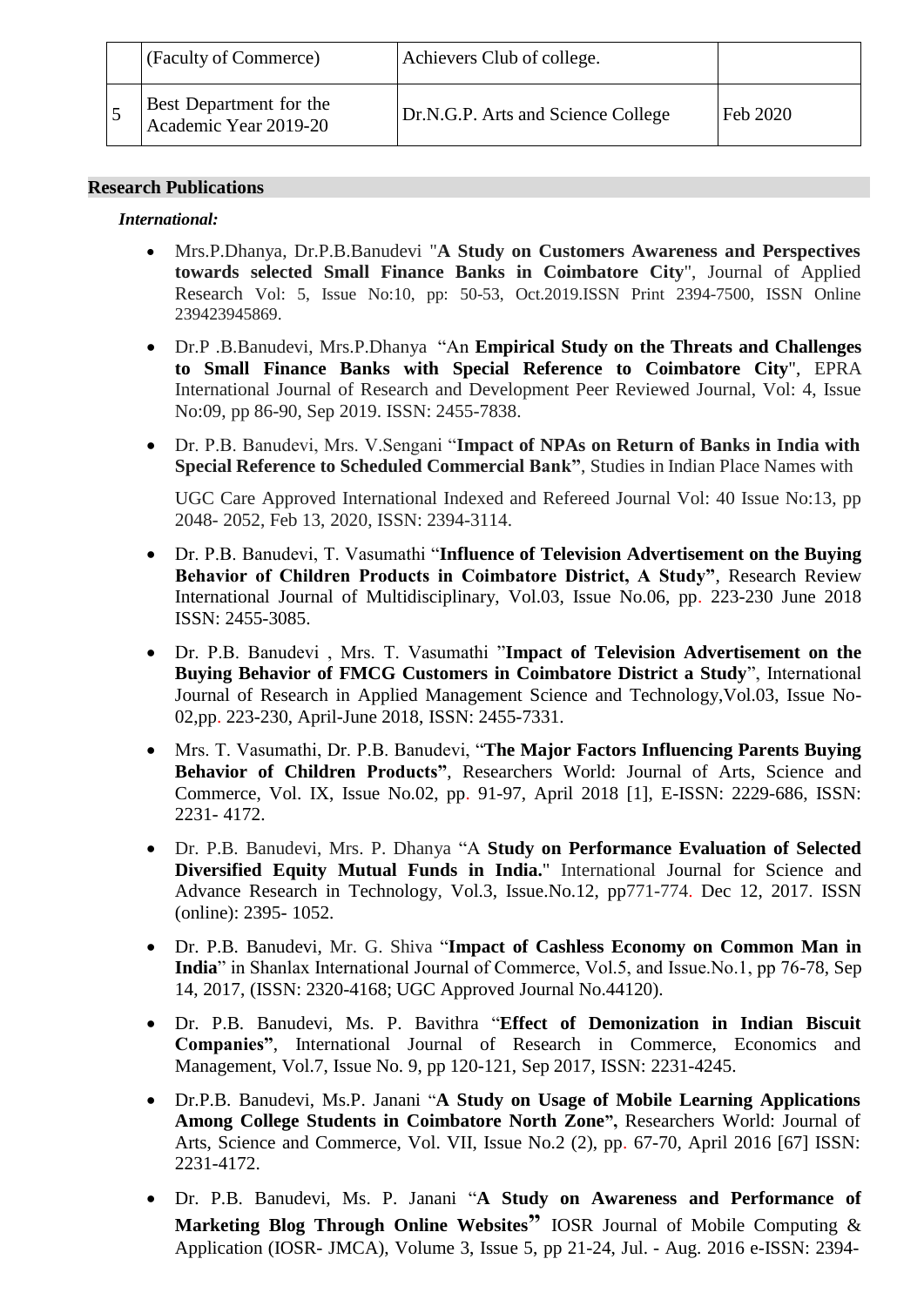|  | (Faculty of Commerce) | Achievers Club of college. |  |
|---|---|---|---|
| 5 | Best Department for the Academic Year 2019-20 | Dr.N.G.P. Arts and Science College | Feb 2020 |

## Research Publications

***International:***

- Mrs.P.Dhanya, Dr.P.B.Banudevi "**A Study on Customers Awareness and Perspectives towards selected Small Finance Banks in Coimbatore City**", Journal of Applied Research Vol: 5, Issue No:10, pp: 50-53, Oct.2019.ISSN Print 2394-7500, ISSN Online 239423945869.
- Dr.P .B.Banudevi, Mrs.P.Dhanya "An **Empirical Study on the Threats and Challenges to Small Finance Banks with Special Reference to Coimbatore City**", EPRA International Journal of Research and Development Peer Reviewed Journal, Vol: 4, Issue No:09, pp 86-90, Sep 2019. ISSN: 2455-7838.
- Dr. P.B. Banudevi, Mrs. V.Sengani "**Impact of NPAs on Return of Banks in India with Special Reference to Scheduled Commercial Bank**", Studies in Indian Place Names with

  UGC Care Approved International Indexed and Refereed Journal Vol: 40 Issue No:13, pp 2048- 2052, Feb 13, 2020, ISSN: 2394-3114.
- Dr. P.B. Banudevi, T. Vasumathi "**Influence of Television Advertisement on the Buying Behavior of Children Products in Coimbatore District, A Study**", Research Review International Journal of Multidisciplinary, Vol.03, Issue No.06, pp. 223-230 June 2018 ISSN: 2455-3085.
- Dr. P.B. Banudevi , Mrs. T. Vasumathi "**Impact of Television Advertisement on the Buying Behavior of FMCG Customers in Coimbatore District a Study**", International Journal of Research in Applied Management Science and Technology,Vol.03, Issue No-02,pp. 223-230, April-June 2018, ISSN: 2455-7331.
- Mrs. T. Vasumathi, Dr. P.B. Banudevi, "**The Major Factors Influencing Parents Buying Behavior of Children Products**", Researchers World: Journal of Arts, Science and Commerce, Vol. IX, Issue No.02, pp. 91-97, April 2018 [1], E-ISSN: 2229-686, ISSN: 2231- 4172.
- Dr. P.B. Banudevi, Mrs. P. Dhanya "A **Study on Performance Evaluation of Selected Diversified Equity Mutual Funds in India.**" International Journal for Science and Advance Research in Technology, Vol.3, Issue.No.12, pp771-774. Dec 12, 2017. ISSN (online): 2395- 1052.
- Dr. P.B. Banudevi, Mr. G. Shiva "**Impact of Cashless Economy on Common Man in India**" in Shanlax International Journal of Commerce, Vol.5, and Issue.No.1, pp 76-78, Sep 14, 2017, (ISSN: 2320-4168; UGC Approved Journal No.44120).
- Dr. P.B. Banudevi, Ms. P. Bavithra "**Effect of Demonization in Indian Biscuit Companies**", International Journal of Research in Commerce, Economics and Management, Vol.7, Issue No. 9, pp 120-121, Sep 2017, ISSN: 2231-4245.
- Dr.P.B. Banudevi, Ms.P. Janani "**A Study on Usage of Mobile Learning Applications Among College Students in Coimbatore North Zone**", Researchers World: Journal of Arts, Science and Commerce, Vol. VII, Issue No.2 (2), pp. 67-70, April 2016 [67] ISSN: 2231-4172.
- Dr. P.B. Banudevi, Ms. P. Janani "**A Study on Awareness and Performance of Marketing Blog Through Online Websites**" IOSR Journal of Mobile Computing & Application (IOSR- JMCA), Volume 3, Issue 5, pp 21-24, Jul. - Aug. 2016 e-ISSN: 2394-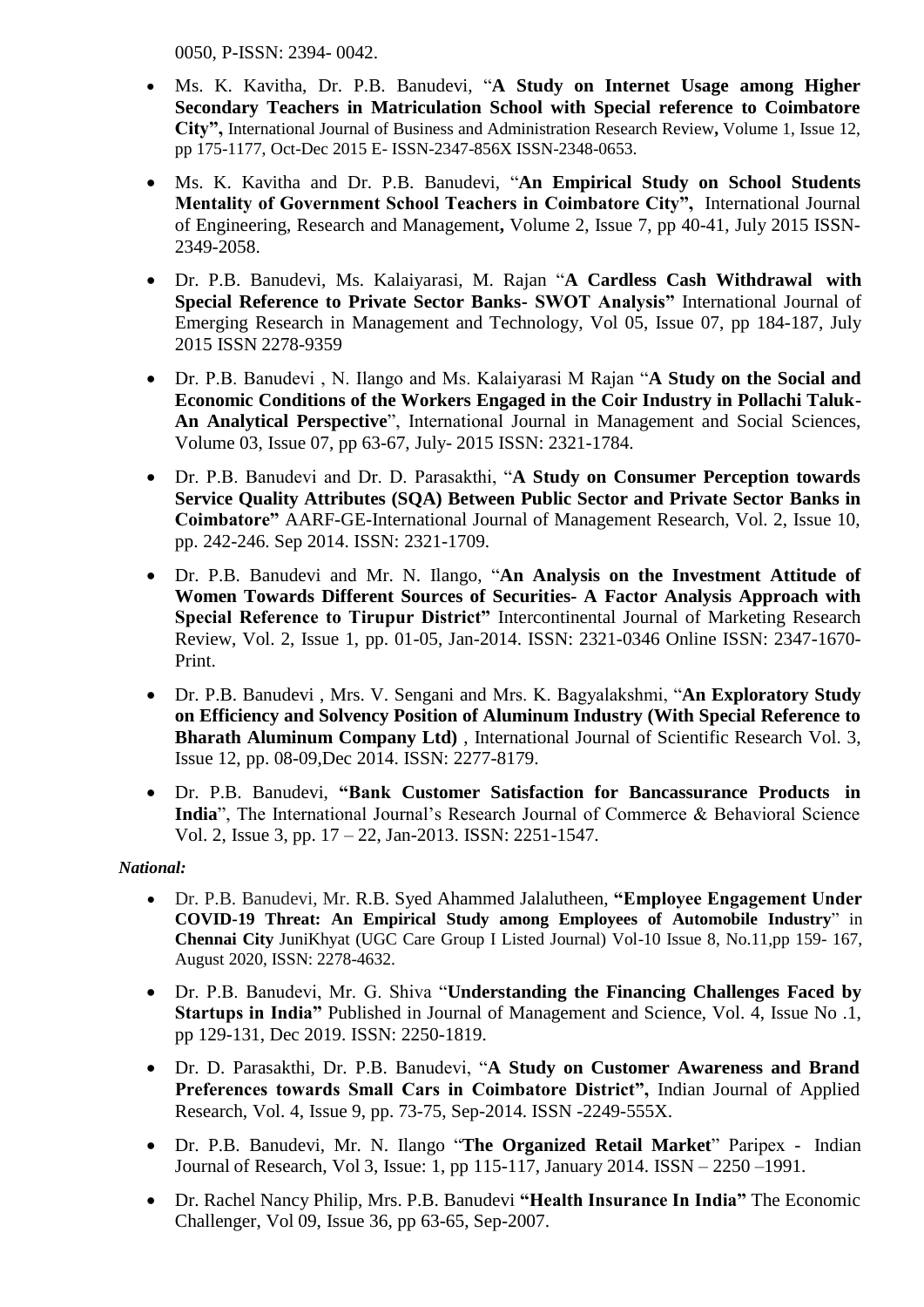0050, P-ISSN: 2394- 0042.

- Ms. K. Kavitha, Dr. P.B. Banudevi, "**A Study on Internet Usage among Higher Secondary Teachers in Matriculation School with Special reference to Coimbatore City",** International Journal of Business and Administration Research Review**,** Volume 1, Issue 12, pp 175-1177, Oct-Dec 2015 E- ISSN-2347-856X ISSN-2348-0653.
- Ms. K. Kavitha and Dr. P.B. Banudevi, "**An Empirical Study on School Students Mentality of Government School Teachers in Coimbatore City",** International Journal of Engineering, Research and Management**,** Volume 2, Issue 7, pp 40-41, July 2015 ISSN-2349-2058.
- Dr. P.B. Banudevi, Ms. Kalaiyarasi, M. Rajan "**A Cardless Cash Withdrawal with Special Reference to Private Sector Banks- SWOT Analysis"** International Journal of Emerging Research in Management and Technology, Vol 05, Issue 07, pp 184-187, July 2015 ISSN 2278-9359
- Dr. P.B. Banudevi , N. Ilango and Ms. Kalaiyarasi M Rajan "**A Study on the Social and Economic Conditions of the Workers Engaged in the Coir Industry in Pollachi Taluk- An Analytical Perspective**", International Journal in Management and Social Sciences, Volume 03, Issue 07, pp 63-67, July- 2015 ISSN: 2321-1784.
- Dr. P.B. Banudevi and Dr. D. Parasakthi, "**A Study on Consumer Perception towards Service Quality Attributes (SQA) Between Public Sector and Private Sector Banks in Coimbatore"** AARF-GE-International Journal of Management Research, Vol. 2, Issue 10, pp. 242-246. Sep 2014. ISSN: 2321-1709.
- Dr. P.B. Banudevi and Mr. N. Ilango, "**An Analysis on the Investment Attitude of Women Towards Different Sources of Securities- A Factor Analysis Approach with Special Reference to Tirupur District"** Intercontinental Journal of Marketing Research Review, Vol. 2, Issue 1, pp. 01-05, Jan-2014. ISSN: 2321-0346 Online ISSN: 2347-1670-Print.
- Dr. P.B. Banudevi , Mrs. V. Sengani and Mrs. K. Bagyalakshmi, "**An Exploratory Study on Efficiency and Solvency Position of Aluminum Industry (With Special Reference to Bharath Aluminum Company Ltd)** , International Journal of Scientific Research Vol. 3, Issue 12, pp. 08-09,Dec 2014. ISSN: 2277-8179.
- Dr. P.B. Banudevi, **"Bank Customer Satisfaction for Bancassurance Products in India**", The International Journal's Research Journal of Commerce & Behavioral Science Vol. 2, Issue 3, pp. 17 – 22, Jan-2013. ISSN: 2251-1547.

***National:***

- Dr. P.B. Banudevi, Mr. R.B. Syed Ahammed Jalalutheen, **"Employee Engagement Under COVID-19 Threat: An Empirical Study among Employees of Automobile Industry**" in **Chennai City** JuniKhyat (UGC Care Group I Listed Journal) Vol-10 Issue 8, No.11,pp 159- 167, August 2020, ISSN: 2278-4632.
- Dr. P.B. Banudevi, Mr. G. Shiva "**Understanding the Financing Challenges Faced by Startups in India"** Published in Journal of Management and Science, Vol. 4, Issue No .1, pp 129-131, Dec 2019. ISSN: 2250-1819.
- Dr. D. Parasakthi, Dr. P.B. Banudevi, "**A Study on Customer Awareness and Brand Preferences towards Small Cars in Coimbatore District",** Indian Journal of Applied Research, Vol. 4, Issue 9, pp. 73-75, Sep-2014. ISSN -2249-555X.
- Dr. P.B. Banudevi, Mr. N. Ilango "**The Organized Retail Market**" Paripex - Indian Journal of Research, Vol 3, Issue: 1, pp 115-117, January 2014. ISSN – 2250 –1991.
- Dr. Rachel Nancy Philip, Mrs. P.B. Banudevi **"Health Insurance In India"** The Economic Challenger, Vol 09, Issue 36, pp 63-65, Sep-2007.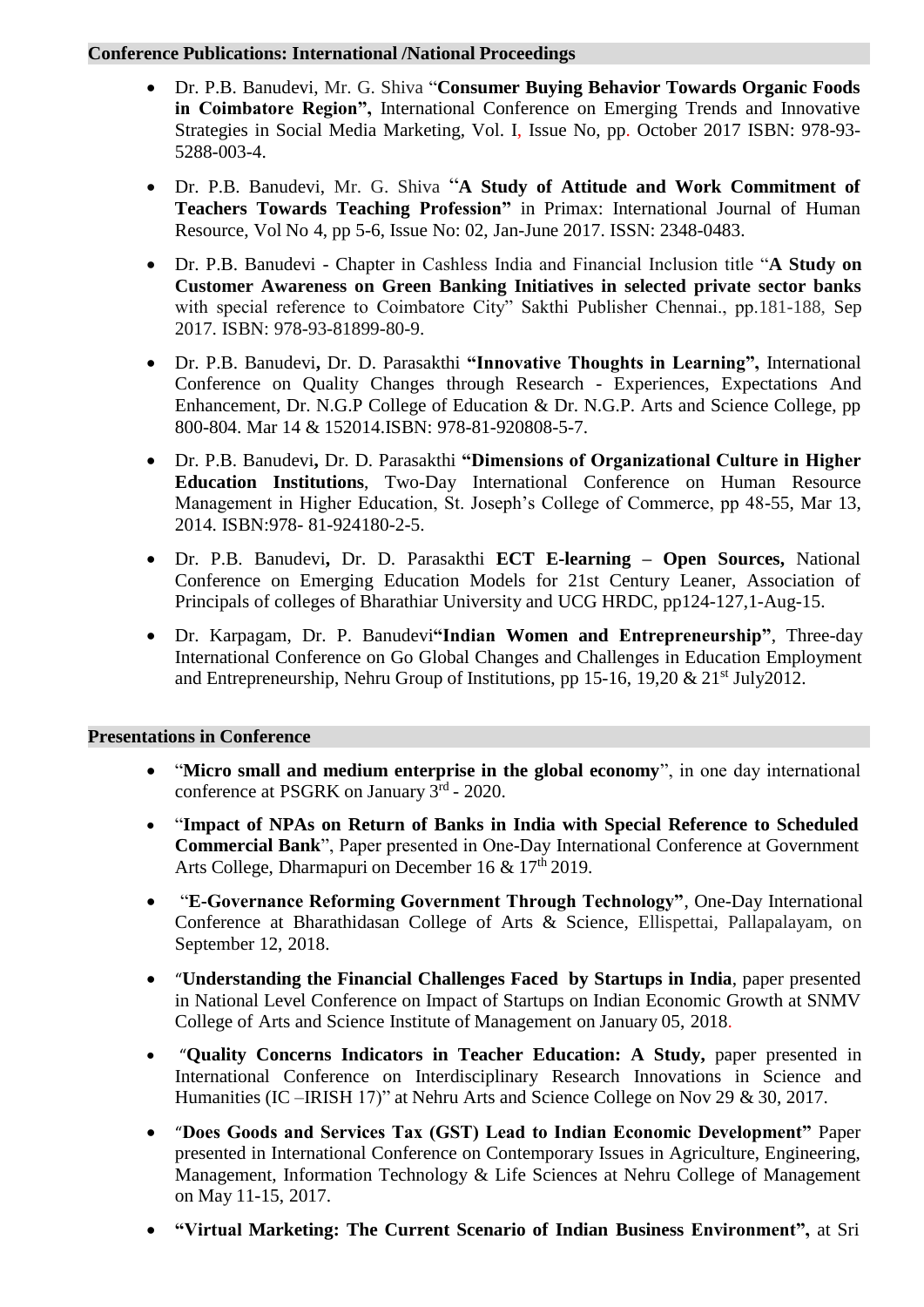## Conference Publications: International /National Proceedings

- Dr. P.B. Banudevi, Mr. G. Shiva "**Consumer Buying Behavior Towards Organic Foods in Coimbatore Region",** International Conference on Emerging Trends and Innovative Strategies in Social Media Marketing, Vol. I, Issue No, pp. October 2017 ISBN: 978-93-5288-003-4.
- Dr. P.B. Banudevi, Mr. G. Shiva "**A Study of Attitude and Work Commitment of Teachers Towards Teaching Profession"** in Primax: International Journal of Human Resource, Vol No 4, pp 5-6, Issue No: 02, Jan-June 2017. ISSN: 2348-0483.
- Dr. P.B. Banudevi - Chapter in Cashless India and Financial Inclusion title "**A Study on Customer Awareness on Green Banking Initiatives in selected private sector banks** with special reference to Coimbatore City" Sakthi Publisher Chennai., pp.181-188, Sep 2017. ISBN: 978-93-81899-80-9.
- Dr. P.B. Banudevi**,** Dr. D. Parasakthi **"Innovative Thoughts in Learning",** International Conference on Quality Changes through Research - Experiences, Expectations And Enhancement, Dr. N.G.P College of Education & Dr. N.G.P. Arts and Science College, pp 800-804. Mar 14 & 152014.ISBN: 978-81-920808-5-7.
- Dr. P.B. Banudevi**,** Dr. D. Parasakthi **"Dimensions of Organizational Culture in Higher Education Institutions**, Two-Day International Conference on Human Resource Management in Higher Education, St. Joseph's College of Commerce, pp 48-55, Mar 13, 2014. ISBN:978- 81-924180-2-5.
- Dr. P.B. Banudevi**,** Dr. D. Parasakthi **ECT E-learning – Open Sources,** National Conference on Emerging Education Models for 21st Century Leaner, Association of Principals of colleges of Bharathiar University and UGC HRDC, pp124-127,1-Aug-15.
- Dr. Karpagam, Dr. P. Banudevi**"Indian Women and Entrepreneurship"**, Three-day International Conference on Go Global Changes and Challenges in Education Employment and Entrepreneurship, Nehru Group of Institutions, pp 15-16, 19,20 & 21st July2012.

## Presentations in Conference

- "**Micro small and medium enterprise in the global economy**", in one day international conference at PSGRK on January 3rd - 2020.
- "**Impact of NPAs on Return of Banks in India with Special Reference to Scheduled Commercial Bank**", Paper presented in One-Day International Conference at Government Arts College, Dharmapuri on December 16 & 17th 2019.
- "**E-Governance Reforming Government Through Technology"**, One-Day International Conference at Bharathidasan College of Arts & Science, Ellispettai, Pallapalayam, on September 12, 2018.
- "**Understanding the Financial Challenges Faced by Startups in India**, paper presented in National Level Conference on Impact of Startups on Indian Economic Growth at SNMV College of Arts and Science Institute of Management on January 05, 2018.
- "**Quality Concerns Indicators in Teacher Education: A Study,** paper presented in International Conference on Interdisciplinary Research Innovations in Science and Humanities (IC –IRISH 17)" at Nehru Arts and Science College on Nov 29 & 30, 2017.
- "**Does Goods and Services Tax (GST) Lead to Indian Economic Development"** Paper presented in International Conference on Contemporary Issues in Agriculture, Engineering, Management, Information Technology & Life Sciences at Nehru College of Management on May 11-15, 2017.
- **"Virtual Marketing: The Current Scenario of Indian Business Environment",** at Sri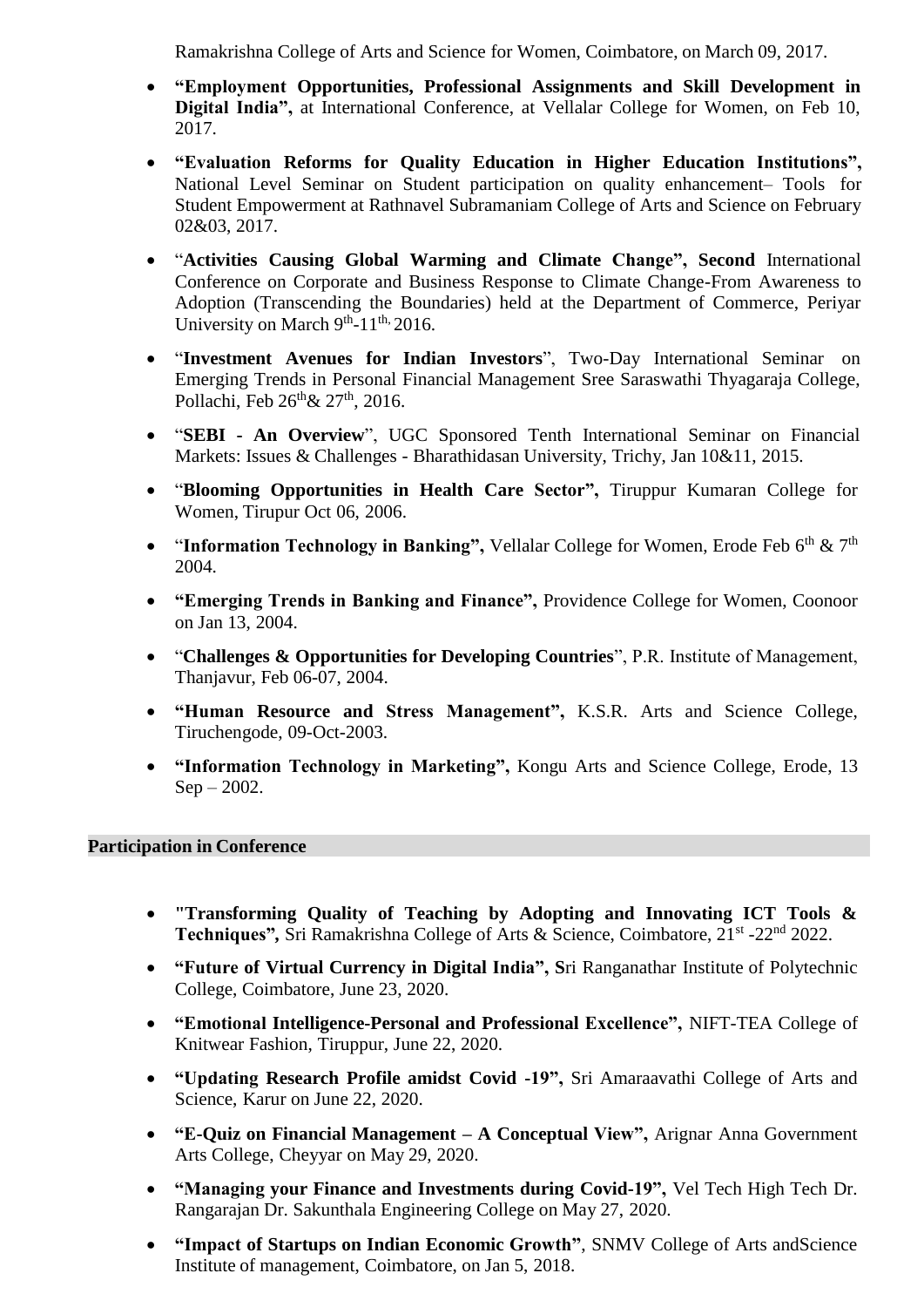Ramakrishna College of Arts and Science for Women, Coimbatore, on March 09, 2017.

- **"Employment Opportunities, Professional Assignments and Skill Development in Digital India",** at International Conference, at Vellalar College for Women, on Feb 10, 2017.
- **"Evaluation Reforms for Quality Education in Higher Education Institutions",** National Level Seminar on Student participation on quality enhancement– Tools for Student Empowerment at Rathnavel Subramaniam College of Arts and Science on February 02&03, 2017.
- "**Activities Causing Global Warming and Climate Change", Second** International Conference on Corporate and Business Response to Climate Change-From Awareness to Adoption (Transcending the Boundaries) held at the Department of Commerce, Periyar University on March 9th-11th, 2016.
- "**Investment Avenues for Indian Investors**", Two-Day International Seminar on Emerging Trends in Personal Financial Management Sree Saraswathi Thyagaraja College, Pollachi, Feb 26th& 27th, 2016.
- "**SEBI - An Overview**", UGC Sponsored Tenth International Seminar on Financial Markets: Issues & Challenges - Bharathidasan University, Trichy, Jan 10&11, 2015.
- "**Blooming Opportunities in Health Care Sector",** Tiruppur Kumaran College for Women, Tirupur Oct 06, 2006.
- "**Information Technology in Banking",** Vellalar College for Women, Erode Feb 6th & 7th 2004.
- **"Emerging Trends in Banking and Finance",** Providence College for Women, Coonoor on Jan 13, 2004.
- "**Challenges & Opportunities for Developing Countries**", P.R. Institute of Management, Thanjavur, Feb 06-07, 2004.
- **"Human Resource and Stress Management",** K.S.R. Arts and Science College, Tiruchengode, 09-Oct-2003.
- **"Information Technology in Marketing",** Kongu Arts and Science College, Erode, 13 Sep – 2002.

## Participation in Conference

- **"Transforming Quality of Teaching by Adopting and Innovating ICT Tools & Techniques",** Sri Ramakrishna College of Arts & Science, Coimbatore, 21st -22nd 2022.
- **"Future of Virtual Currency in Digital India", S**ri Ranganathar Institute of Polytechnic College, Coimbatore, June 23, 2020.
- **"Emotional Intelligence-Personal and Professional Excellence",** NIFT-TEA College of Knitwear Fashion, Tiruppur, June 22, 2020.
- **"Updating Research Profile amidst Covid -19",** Sri Amaraavathi College of Arts and Science, Karur on June 22, 2020.
- **"E-Quiz on Financial Management – A Conceptual View",** Arignar Anna Government Arts College, Cheyyar on May 29, 2020.
- **"Managing your Finance and Investments during Covid-19",** Vel Tech High Tech Dr. Rangarajan Dr. Sakunthala Engineering College on May 27, 2020.
- **"Impact of Startups on Indian Economic Growth"**, SNMV College of Arts andScience Institute of management, Coimbatore, on Jan 5, 2018.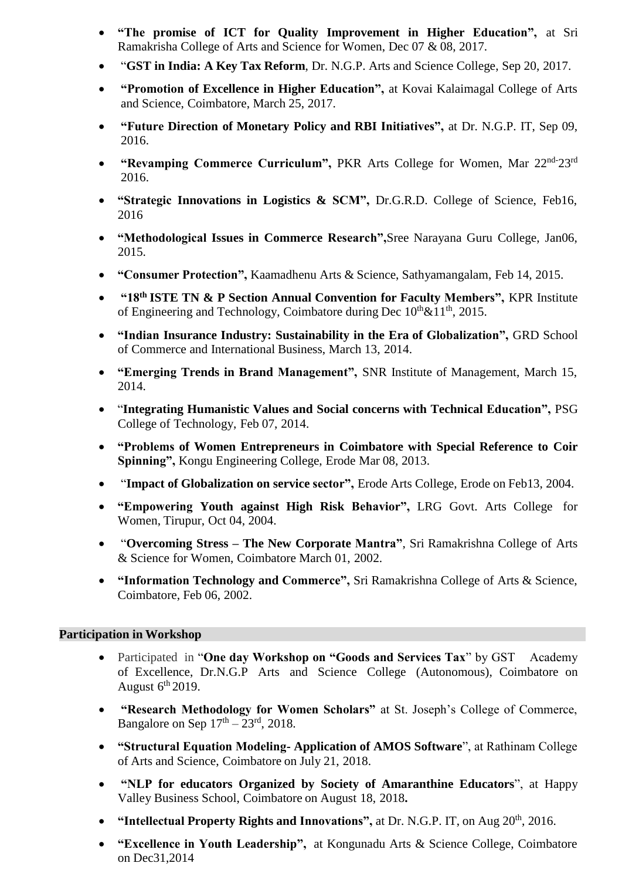- **"The promise of ICT for Quality Improvement in Higher Education",** at Sri Ramakrisha College of Arts and Science for Women, Dec 07 & 08, 2017.
- "**GST in India: A Key Tax Reform**, Dr. N.G.P. Arts and Science College, Sep 20, 2017.
- **"Promotion of Excellence in Higher Education",** at Kovai Kalaimagal College of Arts and Science, Coimbatore, March 25, 2017.
- **"Future Direction of Monetary Policy and RBI Initiatives",** at Dr. N.G.P. IT, Sep 09, 2016.
- **"Revamping Commerce Curriculum",** PKR Arts College for Women, Mar 22nd-23rd 2016.
- **"Strategic Innovations in Logistics & SCM",** Dr.G.R.D. College of Science, Feb16, 2016
- **"Methodological Issues in Commerce Research",**Sree Narayana Guru College, Jan06, 2015.
- **"Consumer Protection",** Kaamadhenu Arts & Science, Sathyamangalam, Feb 14, 2015.
- **"18th ISTE TN & P Section Annual Convention for Faculty Members",** KPR Institute of Engineering and Technology, Coimbatore during Dec 10th&11th, 2015.
- **"Indian Insurance Industry: Sustainability in the Era of Globalization",** GRD School of Commerce and International Business, March 13, 2014.
- **"Emerging Trends in Brand Management",** SNR Institute of Management, March 15, 2014.
- "**Integrating Humanistic Values and Social concerns with Technical Education",** PSG College of Technology, Feb 07, 2014.
- **"Problems of Women Entrepreneurs in Coimbatore with Special Reference to Coir Spinning",** Kongu Engineering College, Erode Mar 08, 2013.
- "**Impact of Globalization on service sector",** Erode Arts College, Erode on Feb13, 2004.
- **"Empowering Youth against High Risk Behavior",** LRG Govt. Arts College for Women, Tirupur, Oct 04, 2004.
- "**Overcoming Stress – The New Corporate Mantra"**, Sri Ramakrishna College of Arts & Science for Women, Coimbatore March 01, 2002.
- **"Information Technology and Commerce",** Sri Ramakrishna College of Arts & Science, Coimbatore, Feb 06, 2002.

## Participation in Workshop

- Participated in "**One day Workshop on "Goods and Services Tax**" by GST Academy of Excellence, Dr.N.G.P Arts and Science College (Autonomous), Coimbatore on August 6th 2019.
- **"Research Methodology for Women Scholars"** at St. Joseph's College of Commerce, Bangalore on Sep 17th – 23rd, 2018.
- **"Structural Equation Modeling- Application of AMOS Software**", at Rathinam College of Arts and Science, Coimbatore on July 21, 2018.
- **"NLP for educators Organized by Society of Amaranthine Educators**", at Happy Valley Business School, Coimbatore on August 18, 2018**.**
- **"Intellectual Property Rights and Innovations",** at Dr. N.G.P. IT, on Aug 20th, 2016.
- **"Excellence in Youth Leadership",** at Kongunadu Arts & Science College, Coimbatore on Dec31,2014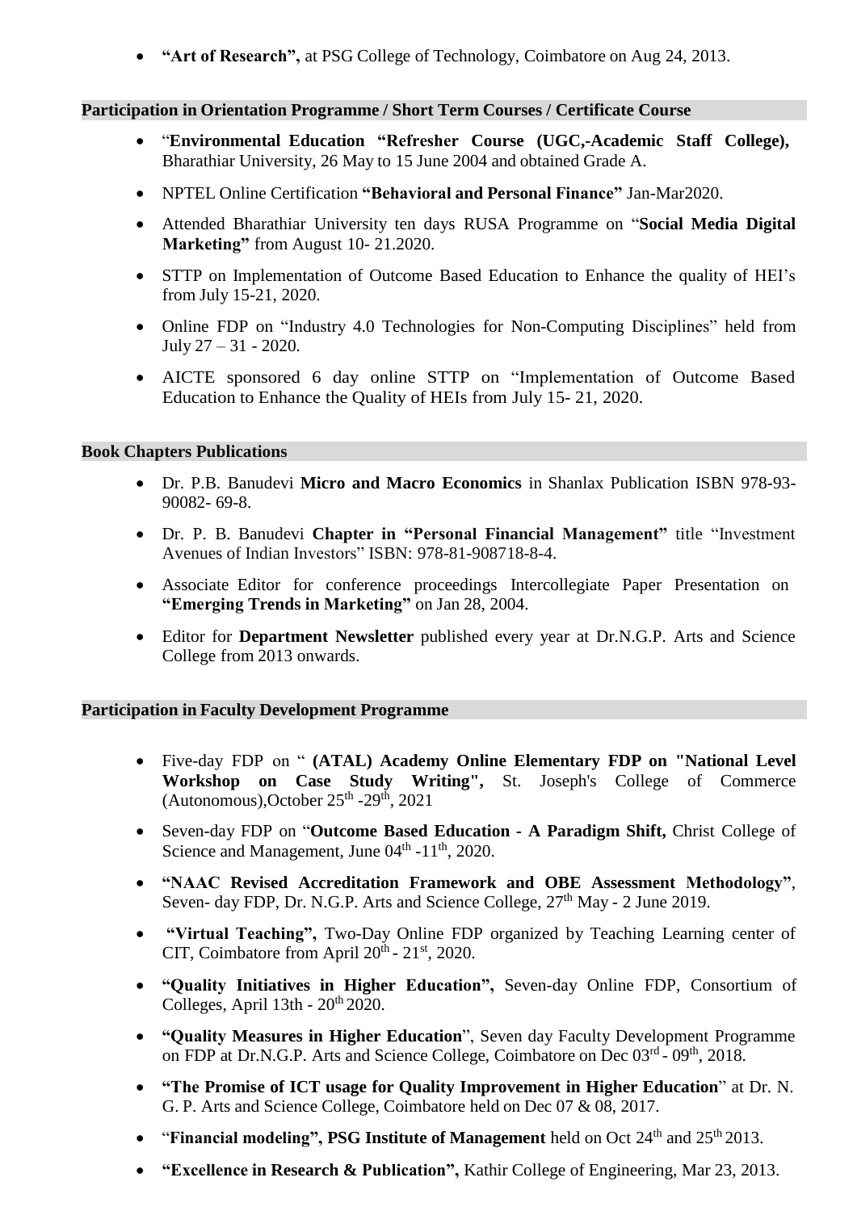- **"Art of Research",** at PSG College of Technology, Coimbatore on Aug 24, 2013.

**Participation in Orientation Programme / Short Term Courses / Certificate Course**

- "**Environmental Education "Refresher Course (UGC,-Academic Staff College),** Bharathiar University, 26 May to 15 June 2004 and obtained Grade A.
- NPTEL Online Certification **"Behavioral and Personal Finance"** Jan-Mar2020.
- Attended Bharathiar University ten days RUSA Programme on "**Social Media Digital Marketing"** from August 10- 21.2020.
- STTP on Implementation of Outcome Based Education to Enhance the quality of HEI's from July 15-21, 2020.
- Online FDP on "Industry 4.0 Technologies for Non-Computing Disciplines" held from July 27 – 31 - 2020.
- AICTE sponsored 6 day online STTP on "Implementation of Outcome Based Education to Enhance the Quality of HEIs from July 15- 21, 2020.

**Book Chapters Publications**

- Dr. P.B. Banudevi **Micro and Macro Economics** in Shanlax Publication ISBN 978-93-90082- 69-8.
- Dr. P. B. Banudevi **Chapter in "Personal Financial Management"** title "Investment Avenues of Indian Investors" ISBN: 978-81-908718-8-4.
- Associate Editor for conference proceedings Intercollegiate Paper Presentation on **"Emerging Trends in Marketing"** on Jan 28, 2004.
- Editor for **Department Newsletter** published every year at Dr.N.G.P. Arts and Science College from 2013 onwards.

**Participation in Faculty Development Programme**

- Five-day FDP on " **(ATAL) Academy Online Elementary FDP on "National Level Workshop on Case Study Writing",** St. Joseph's College of Commerce (Autonomous),October 25th -29th, 2021
- Seven-day FDP on "**Outcome Based Education - A Paradigm Shift,** Christ College of Science and Management, June 04th -11th, 2020.
- **"NAAC Revised Accreditation Framework and OBE Assessment Methodology"**, Seven- day FDP, Dr. N.G.P. Arts and Science College, 27th May - 2 June 2019.
- **"Virtual Teaching",** Two-Day Online FDP organized by Teaching Learning center of CIT, Coimbatore from April 20th - 21st, 2020.
- **"Quality Initiatives in Higher Education",** Seven-day Online FDP, Consortium of Colleges, April 13th - 20th 2020.
- **"Quality Measures in Higher Education**", Seven day Faculty Development Programme on FDP at Dr.N.G.P. Arts and Science College, Coimbatore on Dec 03rd - 09th, 2018.
- **"The Promise of ICT usage for Quality Improvement in Higher Education**" at Dr. N. G. P. Arts and Science College, Coimbatore held on Dec 07 & 08, 2017.
- "**Financial modeling", PSG Institute of Management** held on Oct 24th and 25th 2013.
- **"Excellence in Research & Publication",** Kathir College of Engineering, Mar 23, 2013.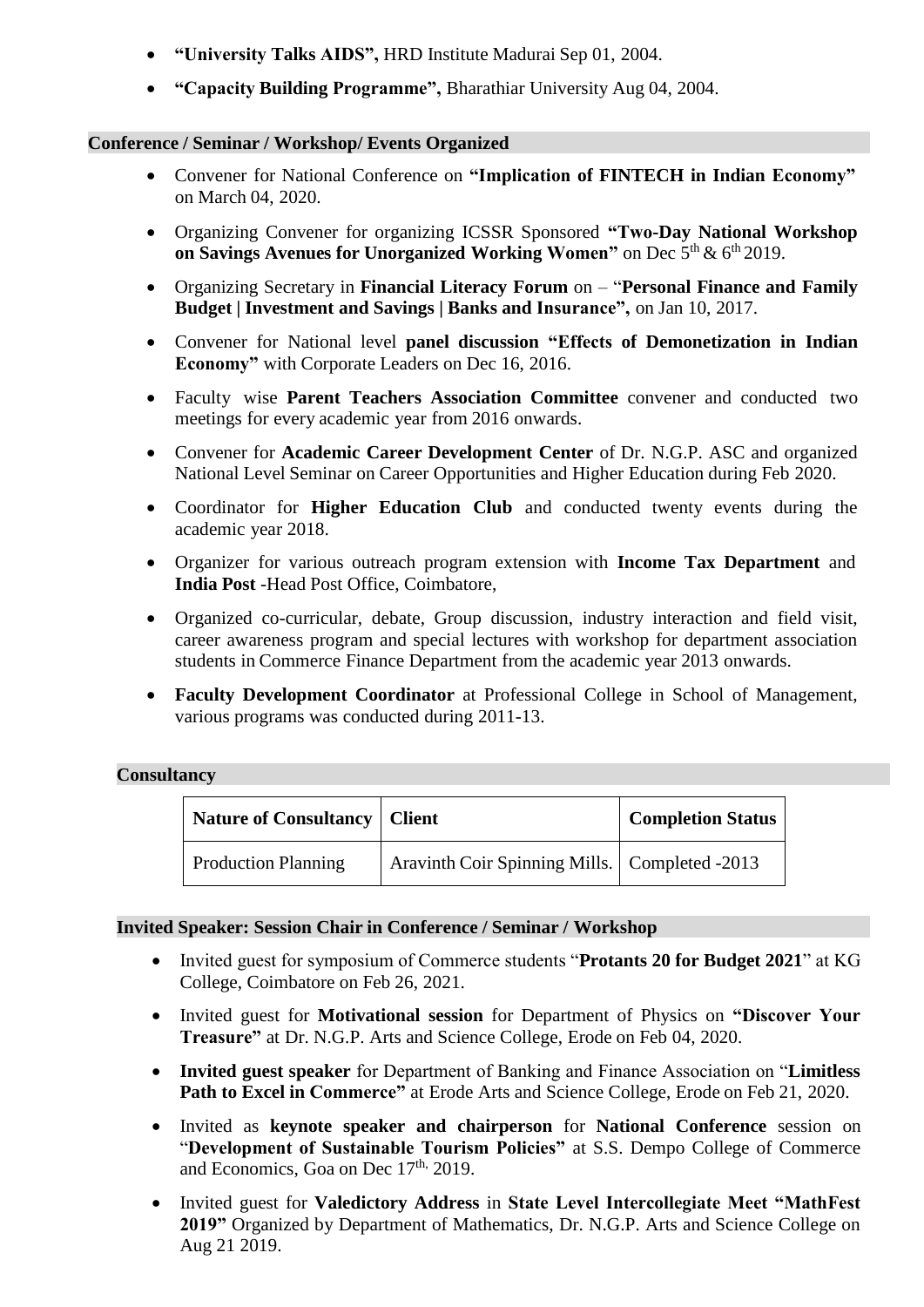- **"University Talks AIDS",** HRD Institute Madurai Sep 01, 2004.
- **"Capacity Building Programme",** Bharathiar University Aug 04, 2004.

## Conference / Seminar / Workshop/ Events Organized

- Convener for National Conference on **"Implication of FINTECH in Indian Economy"** on March 04, 2020.
- Organizing Convener for organizing ICSSR Sponsored **"Two-Day National Workshop on Savings Avenues for Unorganized Working Women"** on Dec 5th & 6th 2019.
- Organizing Secretary in **Financial Literacy Forum** on – "**Personal Finance and Family Budget | Investment and Savings | Banks and Insurance",** on Jan 10, 2017.
- Convener for National level **panel discussion "Effects of Demonetization in Indian Economy"** with Corporate Leaders on Dec 16, 2016.
- Faculty wise **Parent Teachers Association Committee** convener and conducted two meetings for every academic year from 2016 onwards.
- Convener for **Academic Career Development Center** of Dr. N.G.P. ASC and organized National Level Seminar on Career Opportunities and Higher Education during Feb 2020.
- Coordinator for **Higher Education Club** and conducted twenty events during the academic year 2018.
- Organizer for various outreach program extension with **Income Tax Department** and **India Post** -Head Post Office, Coimbatore,
- Organized co-curricular, debate, Group discussion, industry interaction and field visit, career awareness program and special lectures with workshop for department association students in Commerce Finance Department from the academic year 2013 onwards.
- **Faculty Development Coordinator** at Professional College in School of Management, various programs was conducted during 2011-13.

## Consultancy

| Nature of Consultancy | Client | Completion Status |
|---|---|---|
| Production Planning | Aravinth Coir Spinning Mills. | Completed -2013 |

## Invited Speaker: Session Chair in Conference / Seminar / Workshop

- Invited guest for symposium of Commerce students "**Protants 20 for Budget 2021**" at KG College, Coimbatore on Feb 26, 2021.
- Invited guest for **Motivational session** for Department of Physics on **"Discover Your Treasure"** at Dr. N.G.P. Arts and Science College, Erode on Feb 04, 2020.
- **Invited guest speaker** for Department of Banking and Finance Association on "**Limitless Path to Excel in Commerce"** at Erode Arts and Science College, Erode on Feb 21, 2020.
- Invited as **keynote speaker and chairperson** for **National Conference** session on "**Development of Sustainable Tourism Policies"** at S.S. Dempo College of Commerce and Economics, Goa on Dec 17th, 2019.
- Invited guest for **Valedictory Address** in **State Level Intercollegiate Meet "MathFest 2019"** Organized by Department of Mathematics, Dr. N.G.P. Arts and Science College on Aug 21 2019.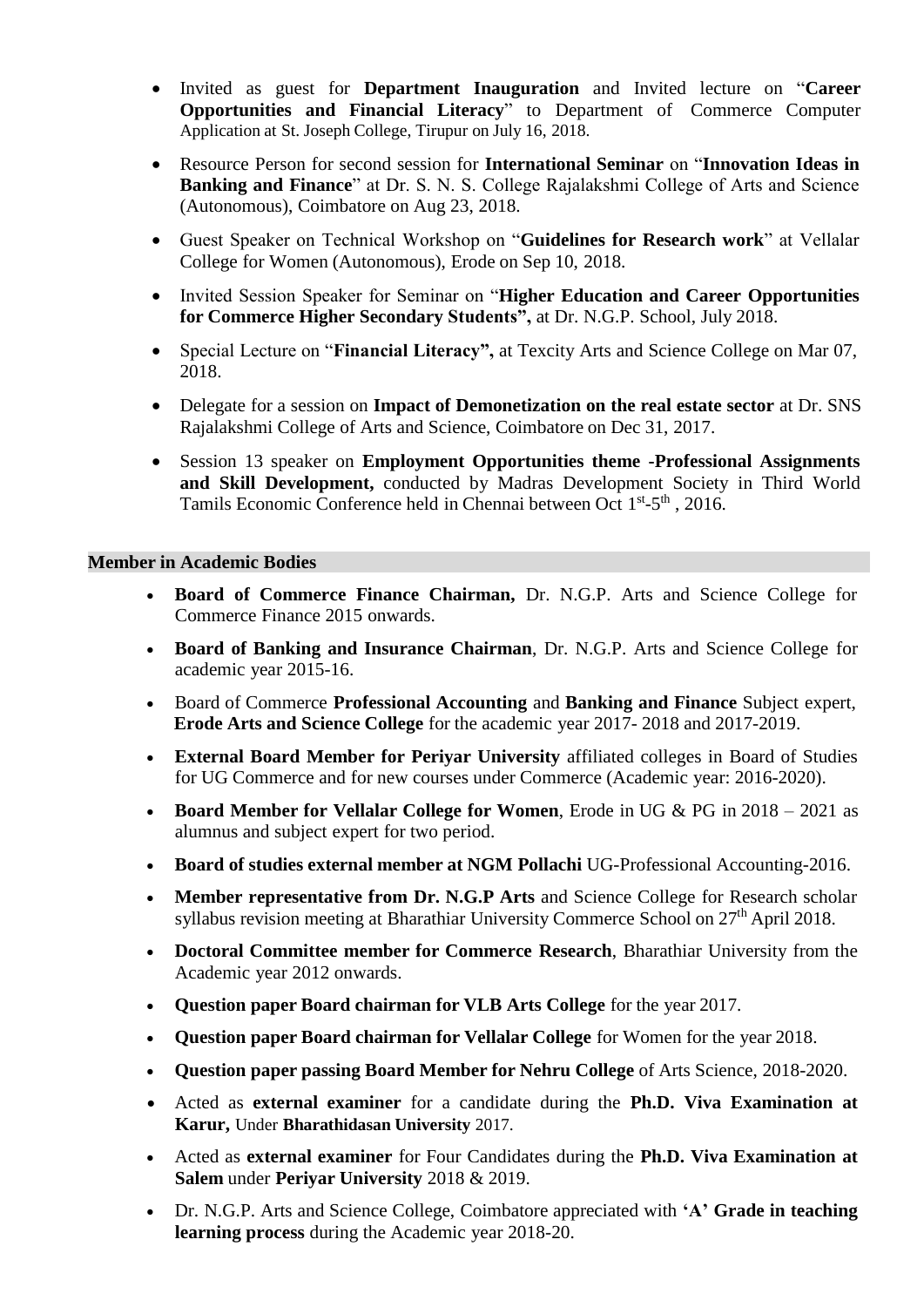- Invited as guest for **Department Inauguration** and Invited lecture on "**Career Opportunities and Financial Literacy**" to Department of Commerce Computer Application at St. Joseph College, Tirupur on July 16, 2018.
- Resource Person for second session for **International Seminar** on "**Innovation Ideas in Banking and Finance**" at Dr. S. N. S. College Rajalakshmi College of Arts and Science (Autonomous), Coimbatore on Aug 23, 2018.
- Guest Speaker on Technical Workshop on "**Guidelines for Research work**" at Vellalar College for Women (Autonomous), Erode on Sep 10, 2018.
- Invited Session Speaker for Seminar on "**Higher Education and Career Opportunities for Commerce Higher Secondary Students",** at Dr. N.G.P. School, July 2018.
- Special Lecture on "**Financial Literacy",** at Texcity Arts and Science College on Mar 07, 2018.
- Delegate for a session on **Impact of Demonetization on the real estate sector** at Dr. SNS Rajalakshmi College of Arts and Science, Coimbatore on Dec 31, 2017.
- Session 13 speaker on **Employment Opportunities theme -Professional Assignments and Skill Development,** conducted by Madras Development Society in Third World Tamils Economic Conference held in Chennai between Oct 1st-5th , 2016.

## Member in Academic Bodies

- **Board of Commerce Finance Chairman,** Dr. N.G.P. Arts and Science College for Commerce Finance 2015 onwards.
- **Board of Banking and Insurance Chairman**, Dr. N.G.P. Arts and Science College for academic year 2015-16.
- Board of Commerce **Professional Accounting** and **Banking and Finance** Subject expert, **Erode Arts and Science College** for the academic year 2017- 2018 and 2017-2019.
- **External Board Member for Periyar University** affiliated colleges in Board of Studies for UG Commerce and for new courses under Commerce (Academic year: 2016-2020).
- **Board Member for Vellalar College for Women**, Erode in UG & PG in 2018 – 2021 as alumnus and subject expert for two period.
- **Board of studies external member at NGM Pollachi** UG-Professional Accounting-2016.
- **Member representative from Dr. N.G.P Arts** and Science College for Research scholar syllabus revision meeting at Bharathiar University Commerce School on 27th April 2018.
- **Doctoral Committee member for Commerce Research**, Bharathiar University from the Academic year 2012 onwards.
- **Question paper Board chairman for VLB Arts College** for the year 2017.
- **Question paper Board chairman for Vellalar College** for Women for the year 2018.
- **Question paper passing Board Member for Nehru College** of Arts Science, 2018-2020.
- Acted as **external examiner** for a candidate during the **Ph.D. Viva Examination at Karur,** Under **Bharathidasan University** 2017.
- Acted as **external examiner** for Four Candidates during the **Ph.D. Viva Examination at Salem** under **Periyar University** 2018 & 2019.
- Dr. N.G.P. Arts and Science College, Coimbatore appreciated with **'A' Grade in teaching learning process** during the Academic year 2018-20.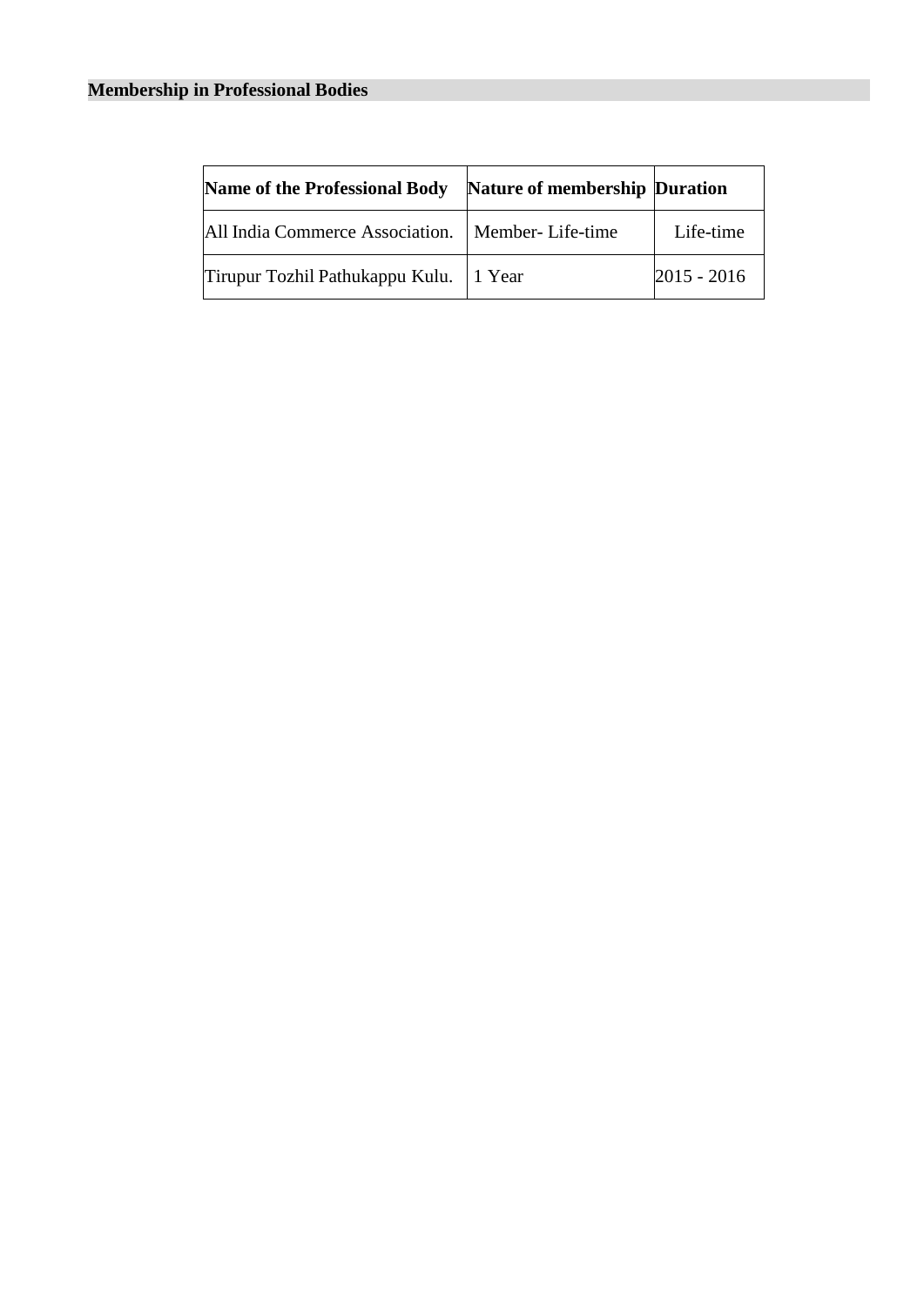## Membership in Professional Bodies

| Name of the Professional Body | Nature of membership | Duration |
|---|---|---|
| All India Commerce Association. | Member- Life-time | Life-time |
| Tirupur Tozhil Pathukappu Kulu. | 1 Year | 2015 - 2016 |